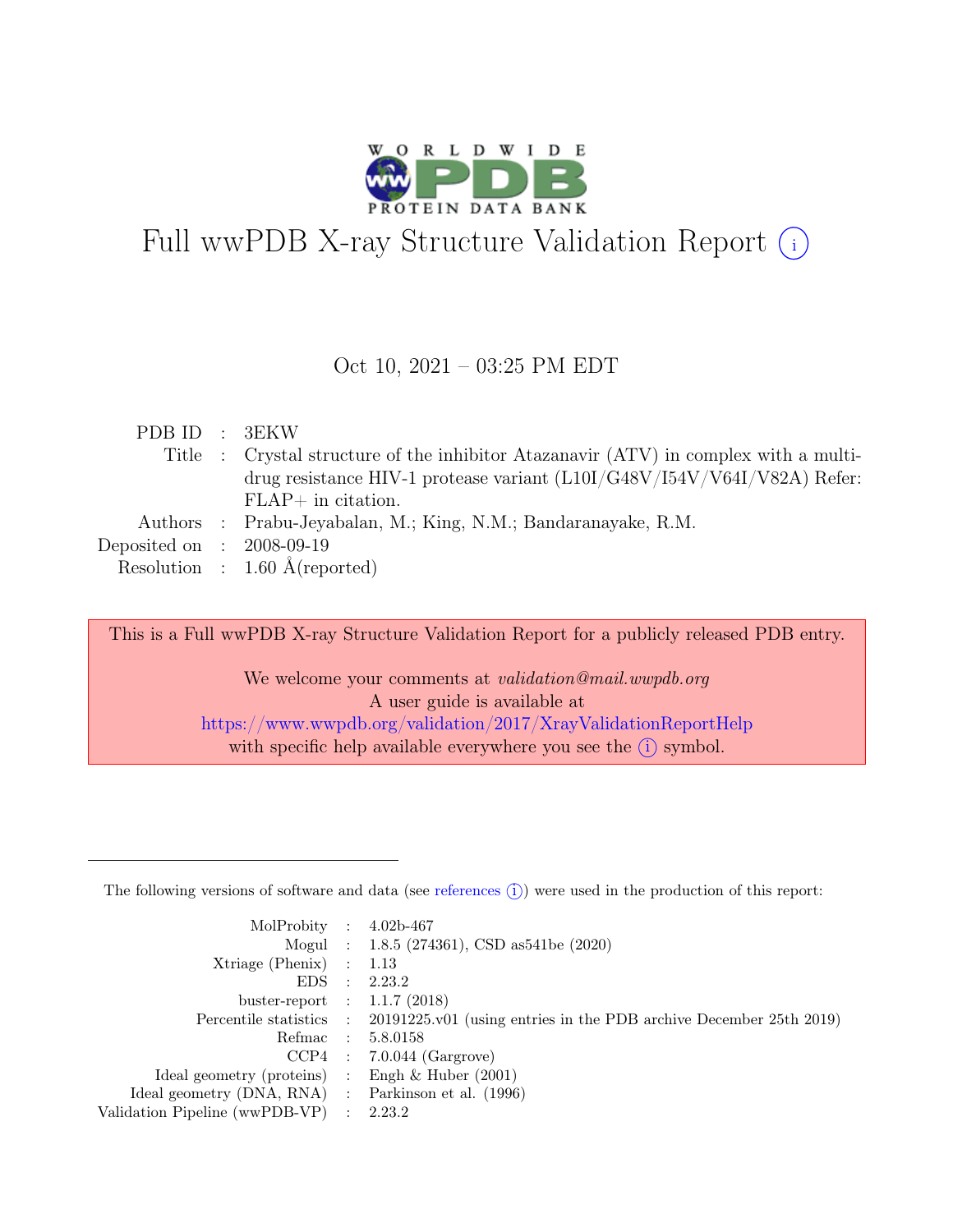# Full wwPDB X-ray Structure Validation Report ⓘ

Oct 10, 2021 – 03:25 PM EDT

| | | |
|---|---|---|
| PDB ID | : | 3EKW |
| Title | : | Crystal structure of the inhibitor Atazanavir (ATV) in complex with a multi-drug resistance HIV-1 protease variant (L10I/G48V/I54V/V64I/V82A) Refer: FLAP+ in citation. |
| Authors | : | Prabu-Jeyabalan, M.; King, N.M.; Bandaranayake, R.M. |
| Deposited on | : | 2008-09-19 |
| Resolution | : | 1.60 Å(reported) |

This is a Full wwPDB X-ray Structure Validation Report for a publicly released PDB entry.

We welcome your comments at *validation@mail.wwpdb.org*
A user guide is available at
https://www.wwpdb.org/validation/2017/XrayValidationReportHelp
with specific help available everywhere you see the ⓘ symbol.

---

The following versions of software and data (see references ⓘ) were used in the production of this report:

| | | |
|---|---|---|
| MolProbity | : | 4.02b-467 |
| Mogul | : | 1.8.5 (274361), CSD as541be (2020) |
| Xtriage (Phenix) | : | 1.13 |
| EDS | : | 2.23.2 |
| buster-report | : | 1.1.7 (2018) |
| Percentile statistics | : | 20191225.v01 (using entries in the PDB archive December 25th 2019) |
| Refmac | : | 5.8.0158 |
| CCP4 | : | 7.0.044 (Gargrove) |
| Ideal geometry (proteins) | : | Engh & Huber (2001) |
| Ideal geometry (DNA, RNA) | : | Parkinson et al. (1996) |
| Validation Pipeline (wwPDB-VP) | : | 2.23.2 |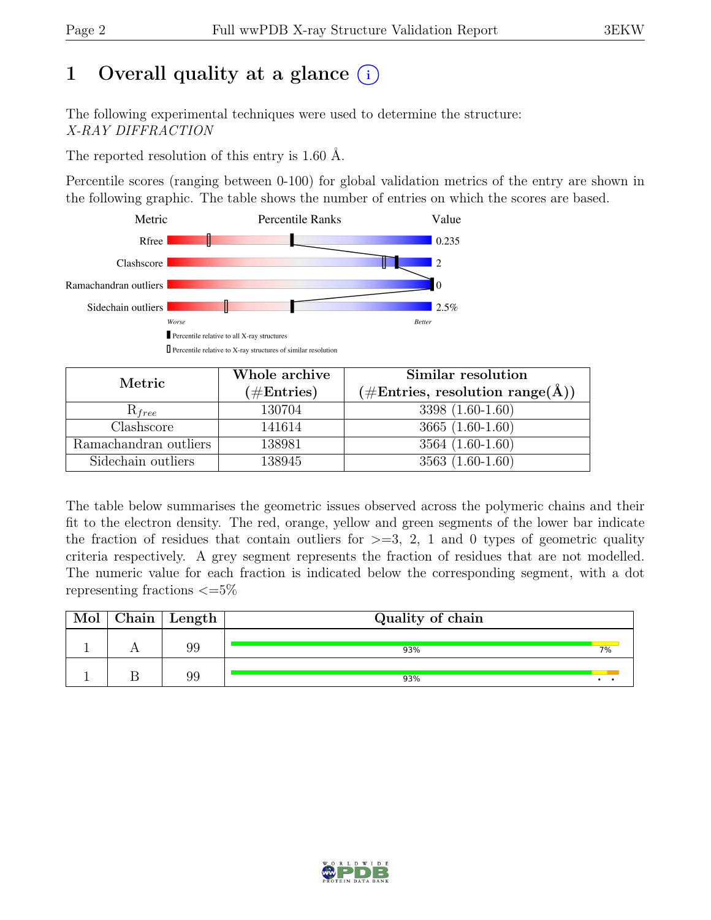# 1 Overall quality at a glance (i)

The following experimental techniques were used to determine the structure: *X-RAY DIFFRACTION*

The reported resolution of this entry is 1.60 Å.

Percentile scores (ranging between 0-100) for global validation metrics of the entry are shown in the following graphic. The table shows the number of entries on which the scores are based.

Metric
Percentile Ranks
Value
Rfree
0.235
Clashscore
2
Ramachandran outliers
0
Sidechain outliers
2.5%
Worse
Better
Percentile relative to all X-ray structures
Percentile relative to X-ray structures of similar resolution

| Metric | Whole archive (#Entries) | Similar resolution (#Entries, resolution range(Å)) |
|---|---|---|
| $R_{free}$ | 130704 | 3398 (1.60-1.60) |
| Clashscore | 141614 | 3665 (1.60-1.60) |
| Ramachandran outliers | 138981 | 3564 (1.60-1.60) |
| Sidechain outliers | 138945 | 3563 (1.60-1.60) |

The table below summarises the geometric issues observed across the polymeric chains and their fit to the electron density. The red, orange, yellow and green segments of the lower bar indicate the fraction of residues that contain outliers for >=3, 2, 1 and 0 types of geometric quality criteria respectively. A grey segment represents the fraction of residues that are not modelled. The numeric value for each fraction is indicated below the corresponding segment, with a dot representing fractions <=5%

| Mol | Chain | Length | Quality of chain |
|---|---|---|---|
| 1 | A | 99 | 93% 7% |
| 1 | B | 99 | 93% • • |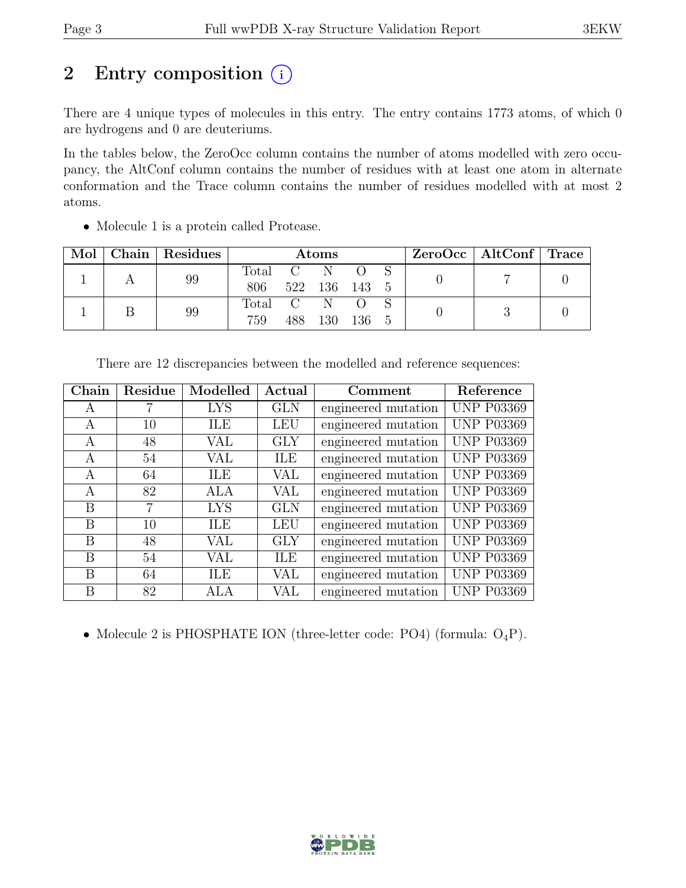# 2 Entry composition (i)

There are 4 unique types of molecules in this entry. The entry contains 1773 atoms, of which 0 are hydrogens and 0 are deuteriums.

In the tables below, the ZeroOcc column contains the number of atoms modelled with zero occupancy, the AltConf column contains the number of residues with at least one atom in alternate conformation and the Trace column contains the number of residues modelled with at most 2 atoms.

- Molecule 1 is a protein called Protease.

| Mol | Chain | Residues | Atoms | | | | | ZeroOcc | AltConf | Trace |
|---|---|---|---|---|---|---|---|---|---|---|
| 1 | A | 99 | Total<br>806 | C<br>522 | N<br>136 | O<br>143 | S<br>5 | 0 | 7 | 0 |
| 1 | B | 99 | Total<br>759 | C<br>488 | N<br>130 | O<br>136 | S<br>5 | 0 | 3 | 0 |

There are 12 discrepancies between the modelled and reference sequences:

| Chain | Residue | Modelled | Actual | Comment | Reference |
|---|---|---|---|---|---|
| A | 7 | LYS | GLN | engineered mutation | UNP P03369 |
| A | 10 | ILE | LEU | engineered mutation | UNP P03369 |
| A | 48 | VAL | GLY | engineered mutation | UNP P03369 |
| A | 54 | VAL | ILE | engineered mutation | UNP P03369 |
| A | 64 | ILE | VAL | engineered mutation | UNP P03369 |
| A | 82 | ALA | VAL | engineered mutation | UNP P03369 |
| B | 7 | LYS | GLN | engineered mutation | UNP P03369 |
| B | 10 | ILE | LEU | engineered mutation | UNP P03369 |
| B | 48 | VAL | GLY | engineered mutation | UNP P03369 |
| B | 54 | VAL | ILE | engineered mutation | UNP P03369 |
| B | 64 | ILE | VAL | engineered mutation | UNP P03369 |
| B | 82 | ALA | VAL | engineered mutation | UNP P03369 |

- Molecule 2 is PHOSPHATE ION (three-letter code: PO4) (formula: $O_4P$).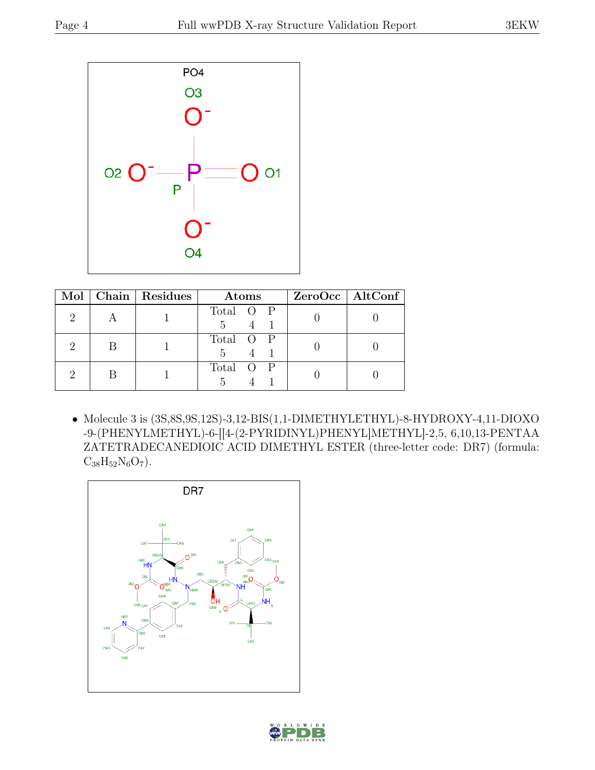PO4

O3

O2 O⁻ — P = O O1

P

O4

| Mol | Chain | Residues | Atoms | ZeroOcc | AltConf |
|---|---|---|---|---|---|
| 2 | A | 1 | Total O P<br>5 4 1 | 0 | 0 |
| 2 | B | 1 | Total O P<br>5 4 1 | 0 | 0 |
| 2 | B | 1 | Total O P<br>5 4 1 | 0 | 0 |

- Molecule 3 is (3S,8S,9S,12S)-3,12-BIS(1,1-DIMETHYLETHYL)-8-HYDROXY-4,11-DIOXO -9-(PHENYLMETHYL)-6-[[4-(2-PYRIDINYL)PHENYL]METHYL]-2,5, 6,10,13-PENTAA ZATETRADECANEDIOIC ACID DIMETHYL ESTER (three-letter code: DR7) (formula: $C_{38}H_{52}N_6O_7$).

DR7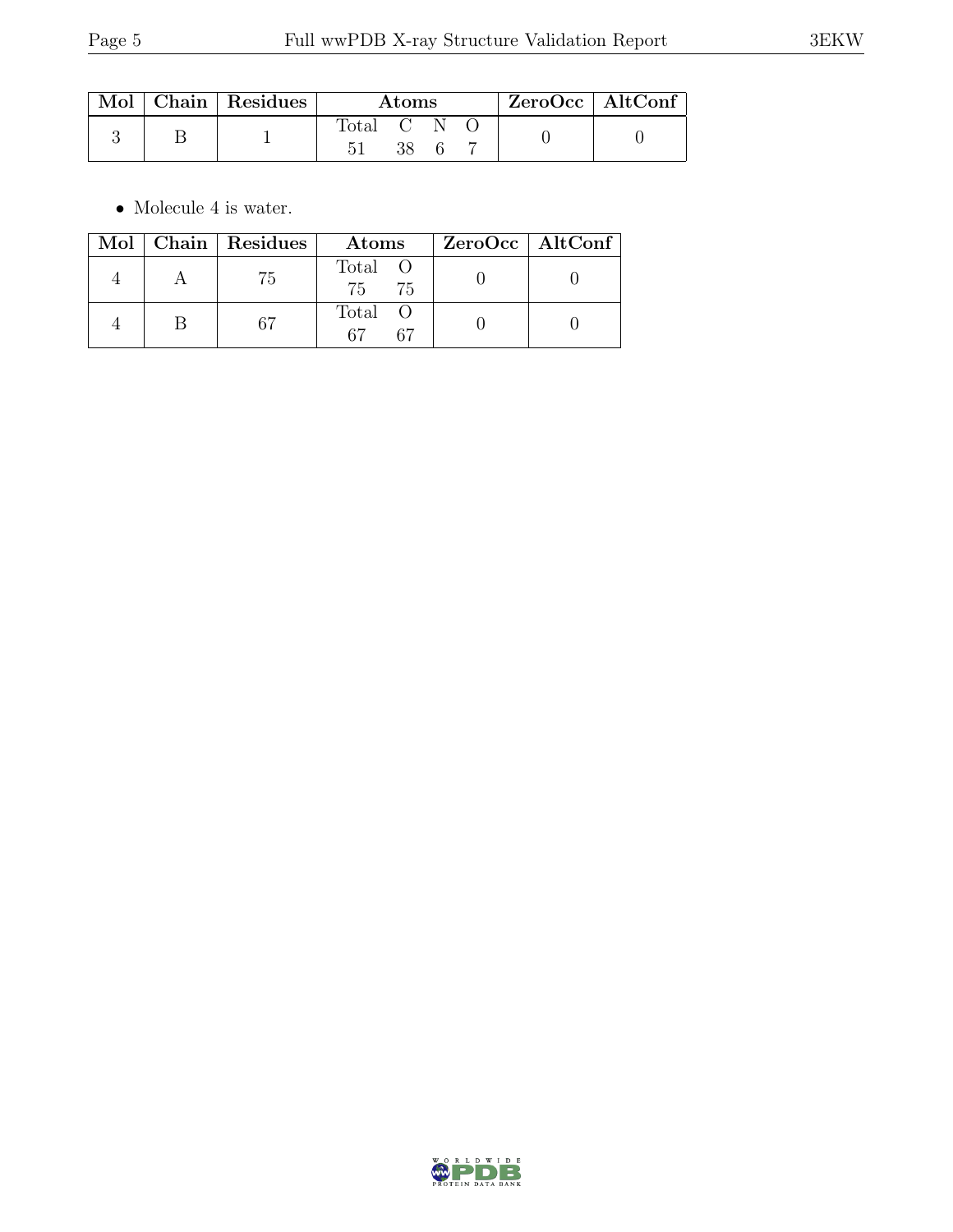| Mol | Chain | Residues | Atoms | | | | ZeroOcc | AltConf |
|---|---|---|---|---|---|---|---|---|
| 3 | B | 1 | Total<br>51 | C<br>38 | N<br>6 | O<br>7 | 0 | 0 |

- Molecule 4 is water.

| Mol | Chain | Residues | Atoms | | ZeroOcc | AltConf |
|---|---|---|---|---|---|---|
| 4 | A | 75 | Total<br>75 | O<br>75 | 0 | 0 |
| 4 | B | 67 | Total<br>67 | O<br>67 | 0 | 0 |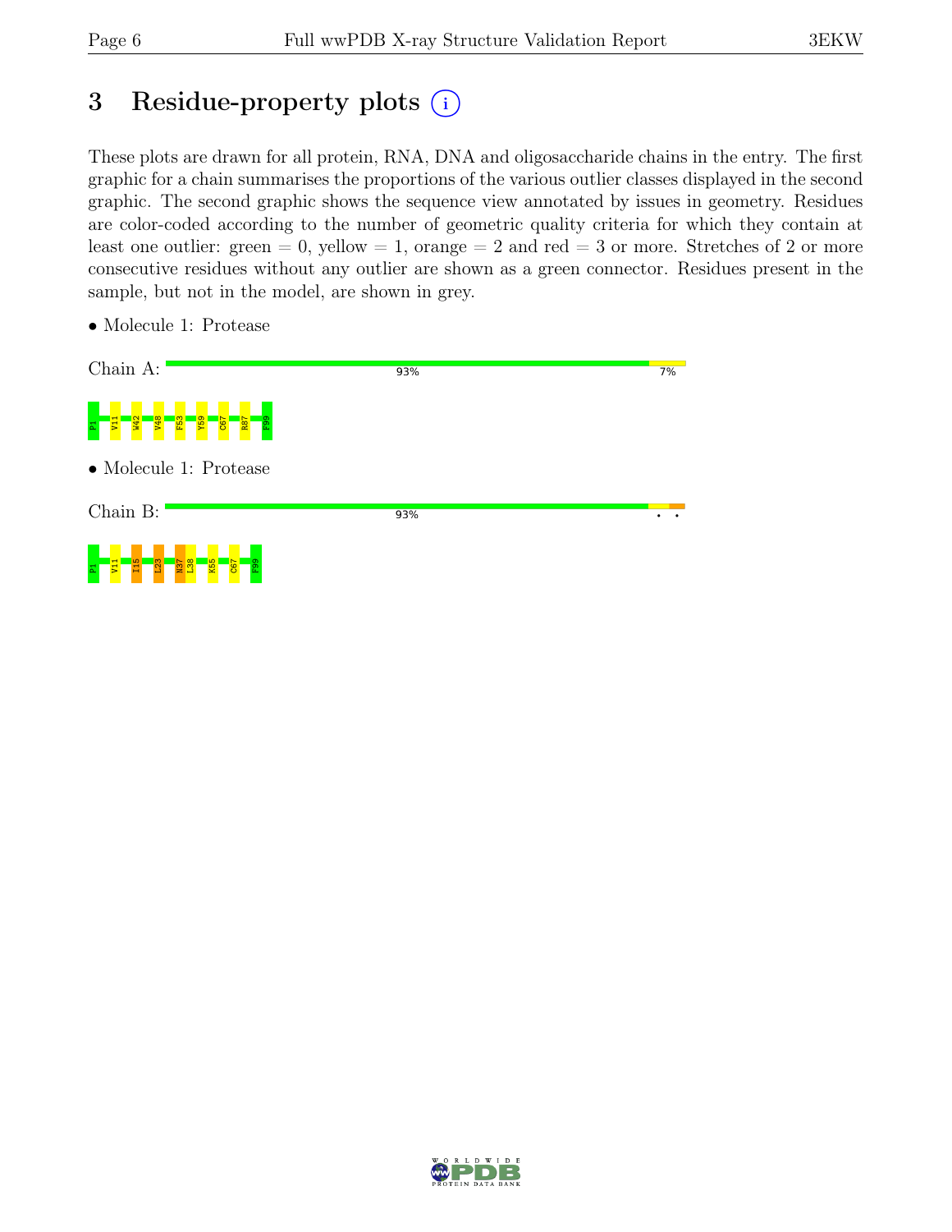# 3 Residue-property plots

These plots are drawn for all protein, RNA, DNA and oligosaccharide chains in the entry. The first graphic for a chain summarises the proportions of the various outlier classes displayed in the second graphic. The second graphic shows the sequence view annotated by issues in geometry. Residues are color-coded according to the number of geometric quality criteria for which they contain at least one outlier: green = 0, yellow = 1, orange = 2 and red = 3 or more. Stretches of 2 or more consecutive residues without any outlier are shown as a green connector. Residues present in the sample, but not in the model, are shown in grey.

- Molecule 1: Protease

Chain A:

93%

7%

P1 V11 W42 V48 F53 Y59 C67 R87 F99

- Molecule 1: Protease

Chain B:

93%

• •

P1 V11 I15 L23 N37 L38 K55 C67 F99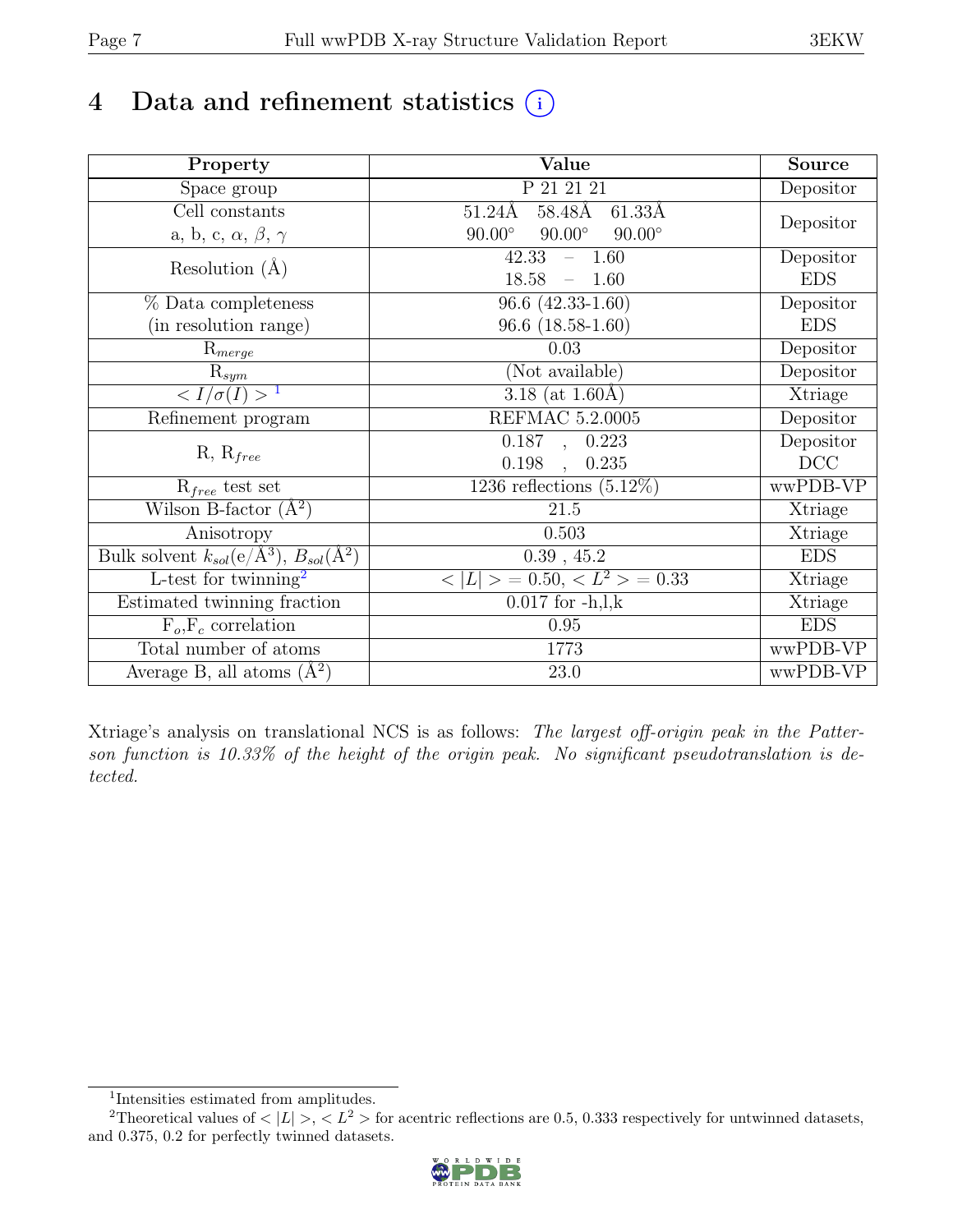# 4 Data and refinement statistics (i)

| Property | Value | Source |
|---|---|---|
| Space group | P 21 21 21 | Depositor |
| Cell constants<br>a, b, c, $\alpha$, $\beta$, $\gamma$ | 51.24Å 58.48Å 61.33Å<br>90.00° 90.00° 90.00° | Depositor |
| Resolution (Å) | 42.33 – 1.60<br>18.58 – 1.60 | Depositor<br>EDS |
| % Data completeness<br>(in resolution range) | 96.6 (42.33-1.60)<br>96.6 (18.58-1.60) | Depositor<br>EDS |
| $R_{merge}$ | 0.03 | Depositor |
| $R_{sym}$ | (Not available) | Depositor |
| $< I/\sigma(I) >$ [1] | 3.18 (at 1.60Å) | Xtriage |
| Refinement program | REFMAC 5.2.0005 | Depositor |
| R, $R_{free}$ | 0.187 , 0.223<br>0.198 , 0.235 | Depositor<br>DCC |
| $R_{free}$ test set | 1236 reflections (5.12%) | wwPDB-VP |
| Wilson B-factor (Å$^2$) | 21.5 | Xtriage |
| Anisotropy | 0.503 | Xtriage |
| Bulk solvent $k_{sol}$(e/Å$^3$), $B_{sol}$(Å$^2$) | 0.39 , 45.2 | EDS |
| L-test for twinning[2] | $< \|L\| > = 0.50$, $< L^2 > = 0.33$ | Xtriage |
| Estimated twinning fraction | 0.017 for -h,l,k | Xtriage |
| $F_o$,$F_c$ correlation | 0.95 | EDS |
| Total number of atoms | 1773 | wwPDB-VP |
| Average B, all atoms (Å$^2$) | 23.0 | wwPDB-VP |

Xtriage's analysis on translational NCS is as follows: *The largest off-origin peak in the Patterson function is 10.33% of the height of the origin peak. No significant pseudotranslation is detected.*

[1] Intensities estimated from amplitudes.

[2] Theoretical values of $< |L| >$, $< L^2 >$ for acentric reflections are 0.5, 0.333 respectively for untwinned datasets, and 0.375, 0.2 for perfectly twinned datasets.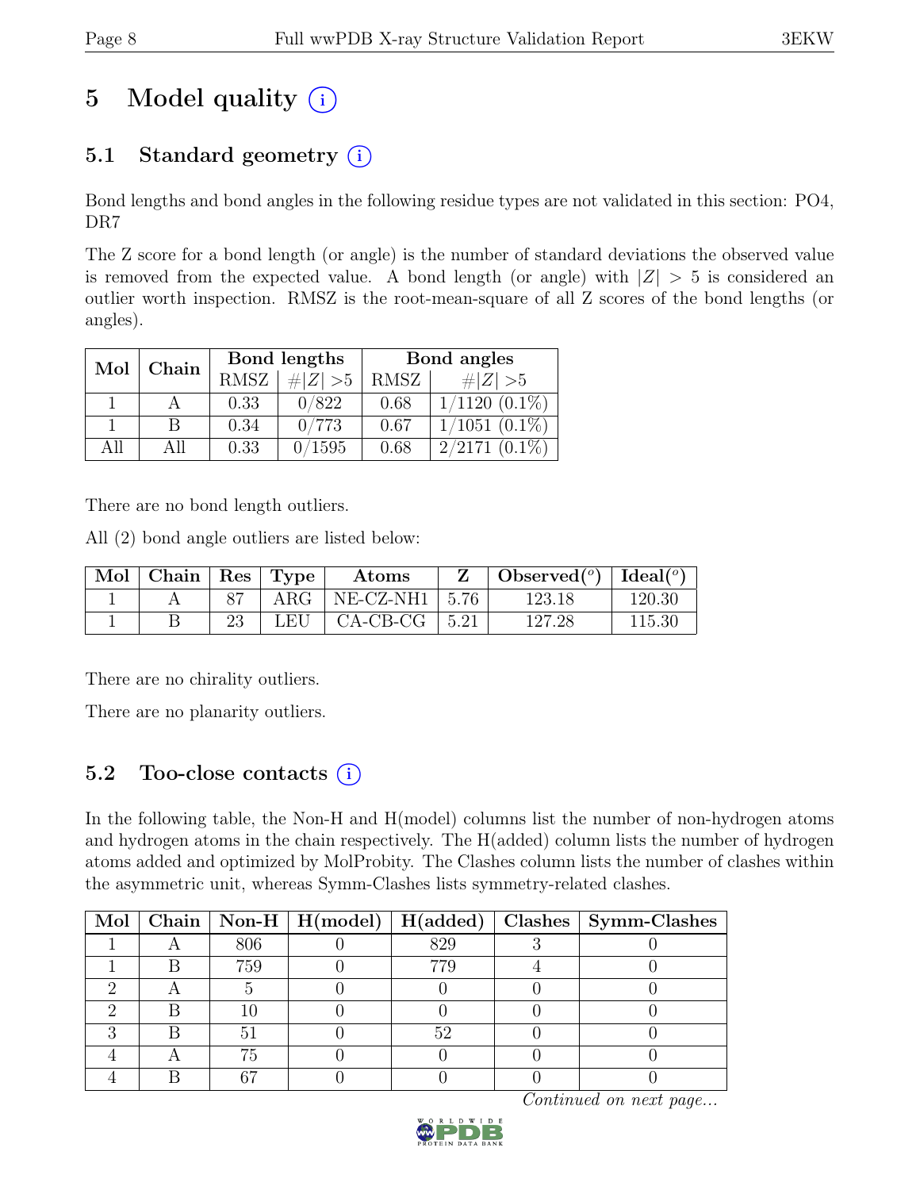# 5 Model quality ⓘ

## 5.1 Standard geometry ⓘ

Bond lengths and bond angles in the following residue types are not validated in this section: PO4, DR7

The Z score for a bond length (or angle) is the number of standard deviations the observed value is removed from the expected value. A bond length (or angle) with $|Z| > 5$ is considered an outlier worth inspection. RMSZ is the root-mean-square of all Z scores of the bond lengths (or angles).

| Mol | Chain | Bond lengths | | Bond angles | |
|---|---|---|---|---|---|
| | | RMSZ | #$\|Z\|$ >5 | RMSZ | #$\|Z\|$ >5 |
| 1 | A | 0.33 | 0/822 | 0.68 | 1/1120 (0.1%) |
| 1 | B | 0.34 | 0/773 | 0.67 | 1/1051 (0.1%) |
| All | All | 0.33 | 0/1595 | 0.68 | 2/2171 (0.1%) |

There are no bond length outliers.

All (2) bond angle outliers are listed below:

| Mol | Chain | Res | Type | Atoms | Z | Observed(°) | Ideal(°) |
|---|---|---|---|---|---|---|---|
| 1 | A | 87 | ARG | NE-CZ-NH1 | 5.76 | 123.18 | 120.30 |
| 1 | B | 23 | LEU | CA-CB-CG | 5.21 | 127.28 | 115.30 |

There are no chirality outliers.

There are no planarity outliers.

## 5.2 Too-close contacts ⓘ

In the following table, the Non-H and H(model) columns list the number of non-hydrogen atoms and hydrogen atoms in the chain respectively. The H(added) column lists the number of hydrogen atoms added and optimized by MolProbity. The Clashes column lists the number of clashes within the asymmetric unit, whereas Symm-Clashes lists symmetry-related clashes.

| Mol | Chain | Non-H | H(model) | H(added) | Clashes | Symm-Clashes |
|---|---|---|---|---|---|---|
| 1 | A | 806 | 0 | 829 | 3 | 0 |
| 1 | B | 759 | 0 | 779 | 4 | 0 |
| 2 | A | 5 | 0 | 0 | 0 | 0 |
| 2 | B | 10 | 0 | 0 | 0 | 0 |
| 3 | B | 51 | 0 | 52 | 0 | 0 |
| 4 | A | 75 | 0 | 0 | 0 | 0 |
| 4 | B | 67 | 0 | 0 | 0 | 0 |

*Continued on next page...*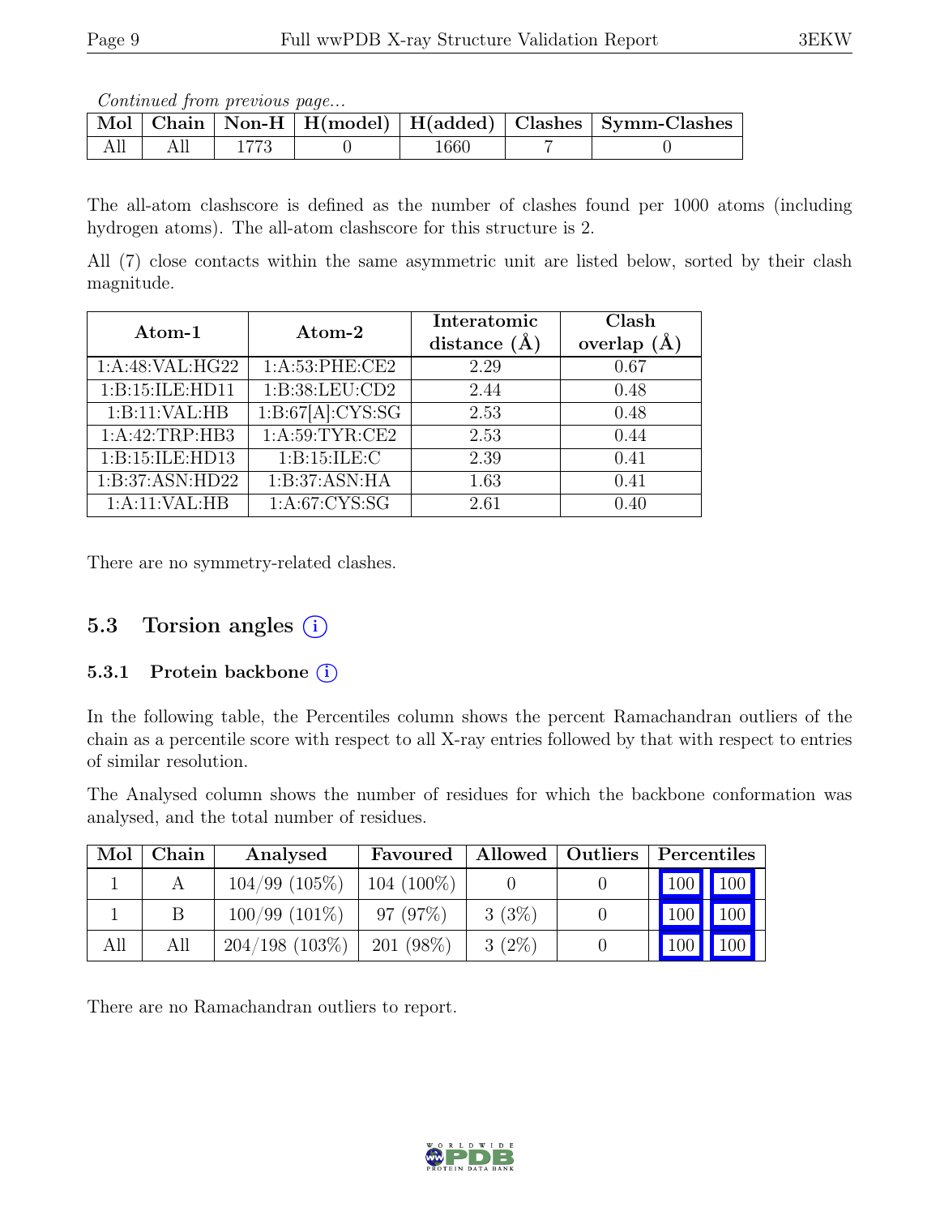*Continued from previous page...*

| Mol | Chain | Non-H | H(model) | H(added) | Clashes | Symm-Clashes |
|---|---|---|---|---|---|---|
| All | All | 1773 | 0 | 1660 | 7 | 0 |

The all-atom clashscore is defined as the number of clashes found per 1000 atoms (including hydrogen atoms). The all-atom clashscore for this structure is 2.

All (7) close contacts within the same asymmetric unit are listed below, sorted by their clash magnitude.

| Atom-1 | Atom-2 | Interatomic distance (Å) | Clash overlap (Å) |
|---|---|---|---|
| 1:A:48:VAL:HG22 | 1:A:53:PHE:CE2 | 2.29 | 0.67 |
| 1:B:15:ILE:HD11 | 1:B:38:LEU:CD2 | 2.44 | 0.48 |
| 1:B:11:VAL:HB | 1:B:67[A]:CYS:SG | 2.53 | 0.48 |
| 1:A:42:TRP:HB3 | 1:A:59:TYR:CE2 | 2.53 | 0.44 |
| 1:B:15:ILE:HD13 | 1:B:15:ILE:C | 2.39 | 0.41 |
| 1:B:37:ASN:HD22 | 1:B:37:ASN:HA | 1.63 | 0.41 |
| 1:A:11:VAL:HB | 1:A:67:CYS:SG | 2.61 | 0.40 |

There are no symmetry-related clashes.

## 5.3 Torsion angles

### 5.3.1 Protein backbone

In the following table, the Percentiles column shows the percent Ramachandran outliers of the chain as a percentile score with respect to all X-ray entries followed by that with respect to entries of similar resolution.

The Analysed column shows the number of residues for which the backbone conformation was analysed, and the total number of residues.

| Mol | Chain | Analysed | Favoured | Allowed | Outliers | Percentiles | |
|---|---|---|---|---|---|---|---|
| 1 | A | 104/99 (105%) | 104 (100%) | 0 | 0 | 100 | 100 |
| 1 | B | 100/99 (101%) | 97 (97%) | 3 (3%) | 0 | 100 | 100 |
| All | All | 204/198 (103%) | 201 (98%) | 3 (2%) | 0 | 100 | 100 |

There are no Ramachandran outliers to report.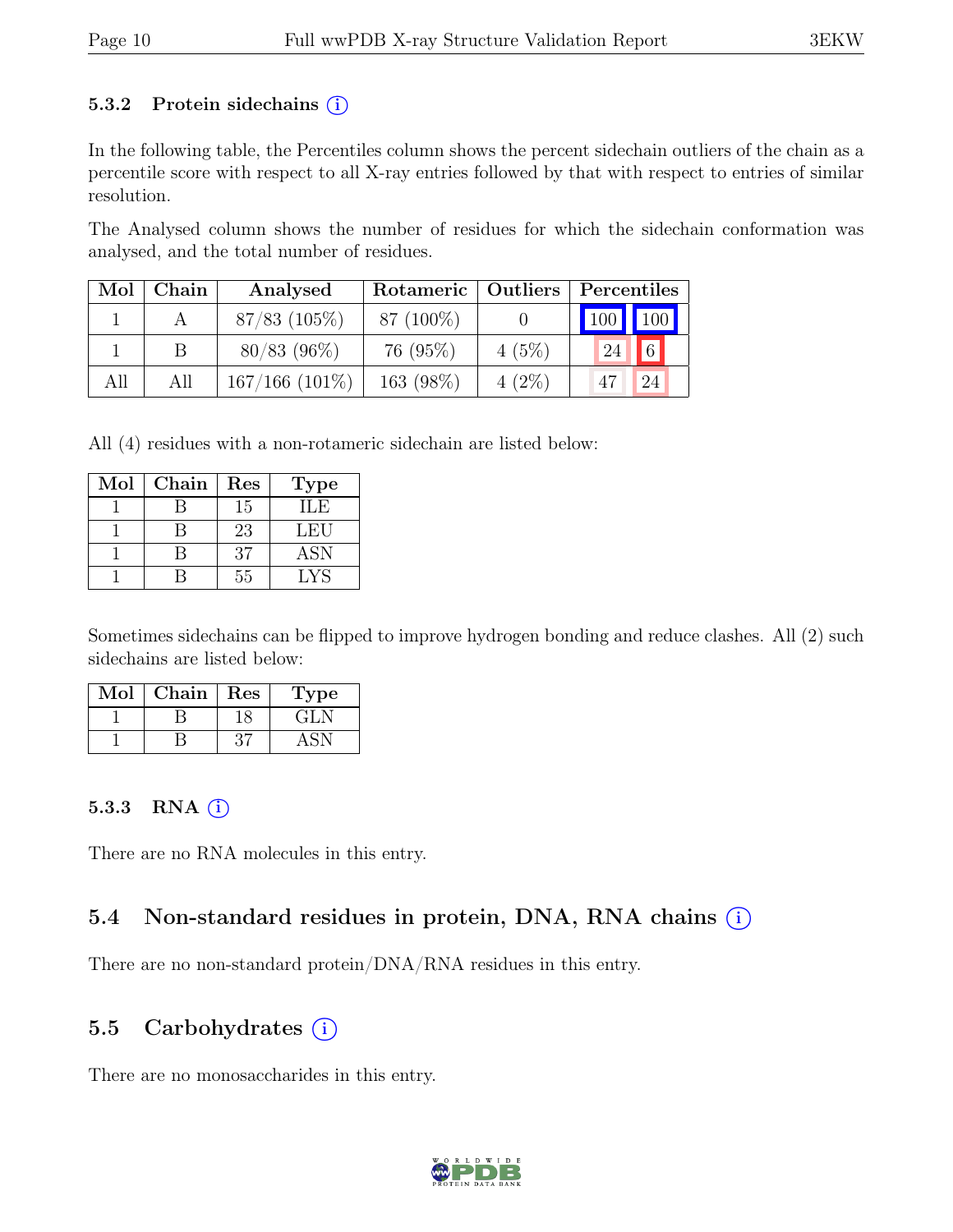### 5.3.2 Protein sidechains (i)

In the following table, the Percentiles column shows the percent sidechain outliers of the chain as a percentile score with respect to all X-ray entries followed by that with respect to entries of similar resolution.

The Analysed column shows the number of residues for which the sidechain conformation was analysed, and the total number of residues.

| Mol | Chain | Analysed | Rotameric | Outliers | Percentiles | |
|---|---|---|---|---|---|---|
| 1 | A | 87/83 (105%) | 87 (100%) | 0 | 100 | 100 |
| 1 | B | 80/83 (96%) | 76 (95%) | 4 (5%) | 24 | 6 |
| All | All | 167/166 (101%) | 163 (98%) | 4 (2%) | 47 | 24 |

All (4) residues with a non-rotameric sidechain are listed below:

| Mol | Chain | Res | Type |
|---|---|---|---|
| 1 | B | 15 | ILE |
| 1 | B | 23 | LEU |
| 1 | B | 37 | ASN |
| 1 | B | 55 | LYS |

Sometimes sidechains can be flipped to improve hydrogen bonding and reduce clashes. All (2) such sidechains are listed below:

| Mol | Chain | Res | Type |
|---|---|---|---|
| 1 | B | 18 | GLN |
| 1 | B | 37 | ASN |

### 5.3.3 RNA (i)

There are no RNA molecules in this entry.

## 5.4 Non-standard residues in protein, DNA, RNA chains (i)

There are no non-standard protein/DNA/RNA residues in this entry.

## 5.5 Carbohydrates (i)

There are no monosaccharides in this entry.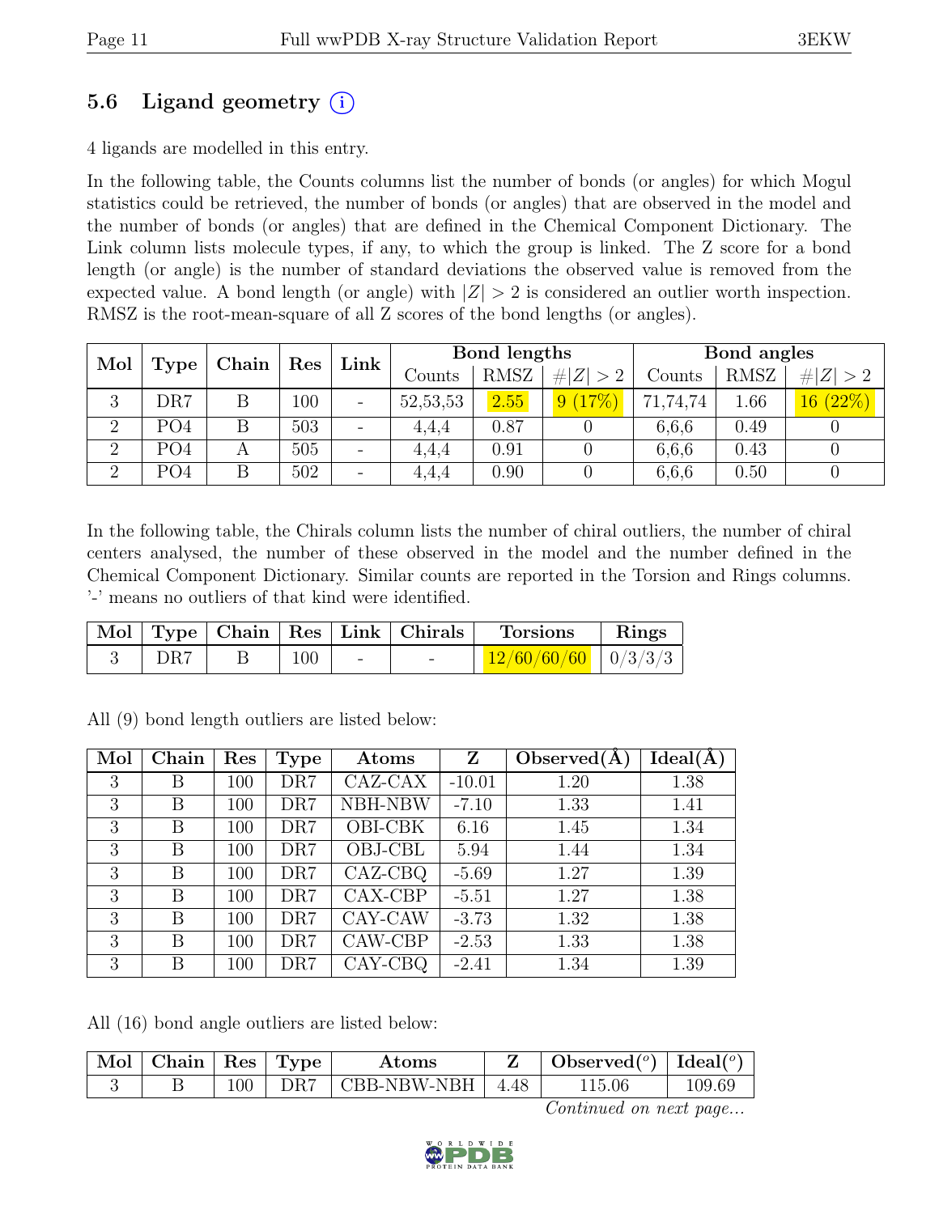## 5.6 Ligand geometry (i)

4 ligands are modelled in this entry.

In the following table, the Counts columns list the number of bonds (or angles) for which Mogul statistics could be retrieved, the number of bonds (or angles) that are observed in the model and the number of bonds (or angles) that are defined in the Chemical Component Dictionary. The Link column lists molecule types, if any, to which the group is linked. The Z score for a bond length (or angle) is the number of standard deviations the observed value is removed from the expected value. A bond length (or angle) with $|Z| > 2$ is considered an outlier worth inspection. RMSZ is the root-mean-square of all Z scores of the bond lengths (or angles).

| Mol | Type | Chain | Res | Link | Bond lengths | | | Bond angles | | |
|---|---|---|---|---|---|---|---|---|---|---|
| | | | | | Counts | RMSZ | #$\|Z\| > 2$ | Counts | RMSZ | #$\|Z\| > 2$ |
| 3 | DR7 | B | 100 | - | 52,53,53 | 2.55 | 9 (17%) | 71,74,74 | 1.66 | 16 (22%) |
| 2 | PO4 | B | 503 | - | 4,4,4 | 0.87 | 0 | 6,6,6 | 0.49 | 0 |
| 2 | PO4 | A | 505 | - | 4,4,4 | 0.91 | 0 | 6,6,6 | 0.43 | 0 |
| 2 | PO4 | B | 502 | - | 4,4,4 | 0.90 | 0 | 6,6,6 | 0.50 | 0 |

In the following table, the Chirals column lists the number of chiral outliers, the number of chiral centers analysed, the number of these observed in the model and the number defined in the Chemical Component Dictionary. Similar counts are reported in the Torsion and Rings columns. '-' means no outliers of that kind were identified.

| Mol | Type | Chain | Res | Link | Chirals | Torsions | Rings |
|---|---|---|---|---|---|---|---|
| 3 | DR7 | B | 100 | - | - | 12/60/60/60 | 0/3/3/3 |

All (9) bond length outliers are listed below:

| Mol | Chain | Res | Type | Atoms | Z | Observed(Å) | Ideal(Å) |
|---|---|---|---|---|---|---|---|
| 3 | B | 100 | DR7 | CAZ-CAX | -10.01 | 1.20 | 1.38 |
| 3 | B | 100 | DR7 | NBH-NBW | -7.10 | 1.33 | 1.41 |
| 3 | B | 100 | DR7 | OBI-CBK | 6.16 | 1.45 | 1.34 |
| 3 | B | 100 | DR7 | OBJ-CBL | 5.94 | 1.44 | 1.34 |
| 3 | B | 100 | DR7 | CAZ-CBQ | -5.69 | 1.27 | 1.39 |
| 3 | B | 100 | DR7 | CAX-CBP | -5.51 | 1.27 | 1.38 |
| 3 | B | 100 | DR7 | CAY-CAW | -3.73 | 1.32 | 1.38 |
| 3 | B | 100 | DR7 | CAW-CBP | -2.53 | 1.33 | 1.38 |
| 3 | B | 100 | DR7 | CAY-CBQ | -2.41 | 1.34 | 1.39 |

All (16) bond angle outliers are listed below:

| Mol | Chain | Res | Type | Atoms | Z | Observed(°) | Ideal(°) |
|---|---|---|---|---|---|---|---|
| 3 | B | 100 | DR7 | CBB-NBW-NBH | 4.48 | 115.06 | 109.69 |

*Continued on next page...*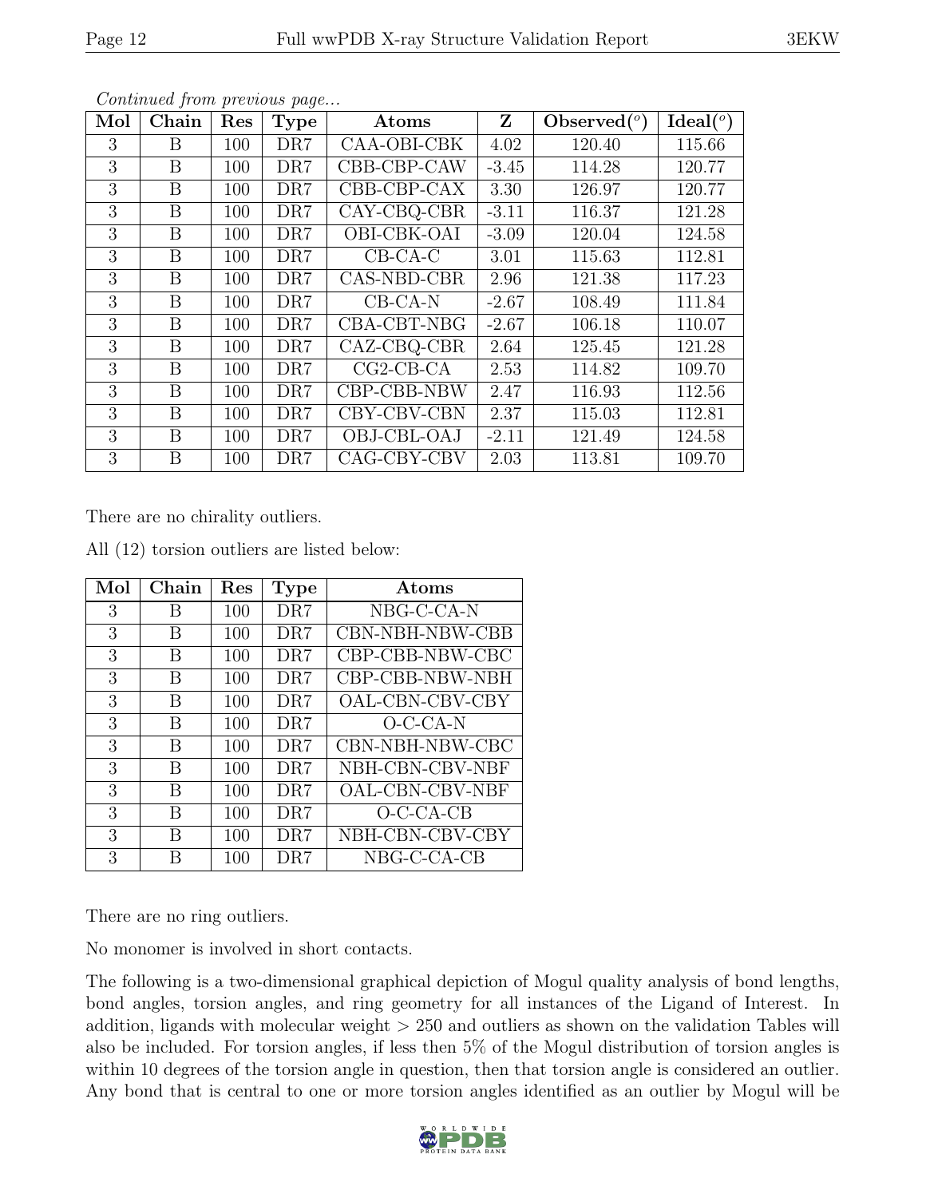*Continued from previous page...*

| Mol | Chain | Res | Type | Atoms | Z | Observed($^o$) | Ideal($^o$) |
|---|---|---|---|---|---|---|---|
| 3 | B | 100 | DR7 | CAA-OBI-CBK | 4.02 | 120.40 | 115.66 |
| 3 | B | 100 | DR7 | CBB-CBP-CAW | -3.45 | 114.28 | 120.77 |
| 3 | B | 100 | DR7 | CBB-CBP-CAX | 3.30 | 126.97 | 120.77 |
| 3 | B | 100 | DR7 | CAY-CBQ-CBR | -3.11 | 116.37 | 121.28 |
| 3 | B | 100 | DR7 | OBI-CBK-OAI | -3.09 | 120.04 | 124.58 |
| 3 | B | 100 | DR7 | CB-CA-C | 3.01 | 115.63 | 112.81 |
| 3 | B | 100 | DR7 | CAS-NBD-CBR | 2.96 | 121.38 | 117.23 |
| 3 | B | 100 | DR7 | CB-CA-N | -2.67 | 108.49 | 111.84 |
| 3 | B | 100 | DR7 | CBA-CBT-NBG | -2.67 | 106.18 | 110.07 |
| 3 | B | 100 | DR7 | CAZ-CBQ-CBR | 2.64 | 125.45 | 121.28 |
| 3 | B | 100 | DR7 | CG2-CB-CA | 2.53 | 114.82 | 109.70 |
| 3 | B | 100 | DR7 | CBP-CBB-NBW | 2.47 | 116.93 | 112.56 |
| 3 | B | 100 | DR7 | CBY-CBV-CBN | 2.37 | 115.03 | 112.81 |
| 3 | B | 100 | DR7 | OBJ-CBL-OAJ | -2.11 | 121.49 | 124.58 |
| 3 | B | 100 | DR7 | CAG-CBY-CBV | 2.03 | 113.81 | 109.70 |

There are no chirality outliers.

All (12) torsion outliers are listed below:

| Mol | Chain | Res | Type | Atoms |
|---|---|---|---|---|
| 3 | B | 100 | DR7 | NBG-C-CA-N |
| 3 | B | 100 | DR7 | CBN-NBH-NBW-CBB |
| 3 | B | 100 | DR7 | CBP-CBB-NBW-CBC |
| 3 | B | 100 | DR7 | CBP-CBB-NBW-NBH |
| 3 | B | 100 | DR7 | OAL-CBN-CBV-CBY |
| 3 | B | 100 | DR7 | O-C-CA-N |
| 3 | B | 100 | DR7 | CBN-NBH-NBW-CBC |
| 3 | B | 100 | DR7 | NBH-CBN-CBV-NBF |
| 3 | B | 100 | DR7 | OAL-CBN-CBV-NBF |
| 3 | B | 100 | DR7 | O-C-CA-CB |
| 3 | B | 100 | DR7 | NBH-CBN-CBV-CBY |
| 3 | B | 100 | DR7 | NBG-C-CA-CB |

There are no ring outliers.

No monomer is involved in short contacts.

The following is a two-dimensional graphical depiction of Mogul quality analysis of bond lengths, bond angles, torsion angles, and ring geometry for all instances of the Ligand of Interest. In addition, ligands with molecular weight > 250 and outliers as shown on the validation Tables will also be included. For torsion angles, if less then 5% of the Mogul distribution of torsion angles is within 10 degrees of the torsion angle in question, then that torsion angle is considered an outlier. Any bond that is central to one or more torsion angles identified as an outlier by Mogul will be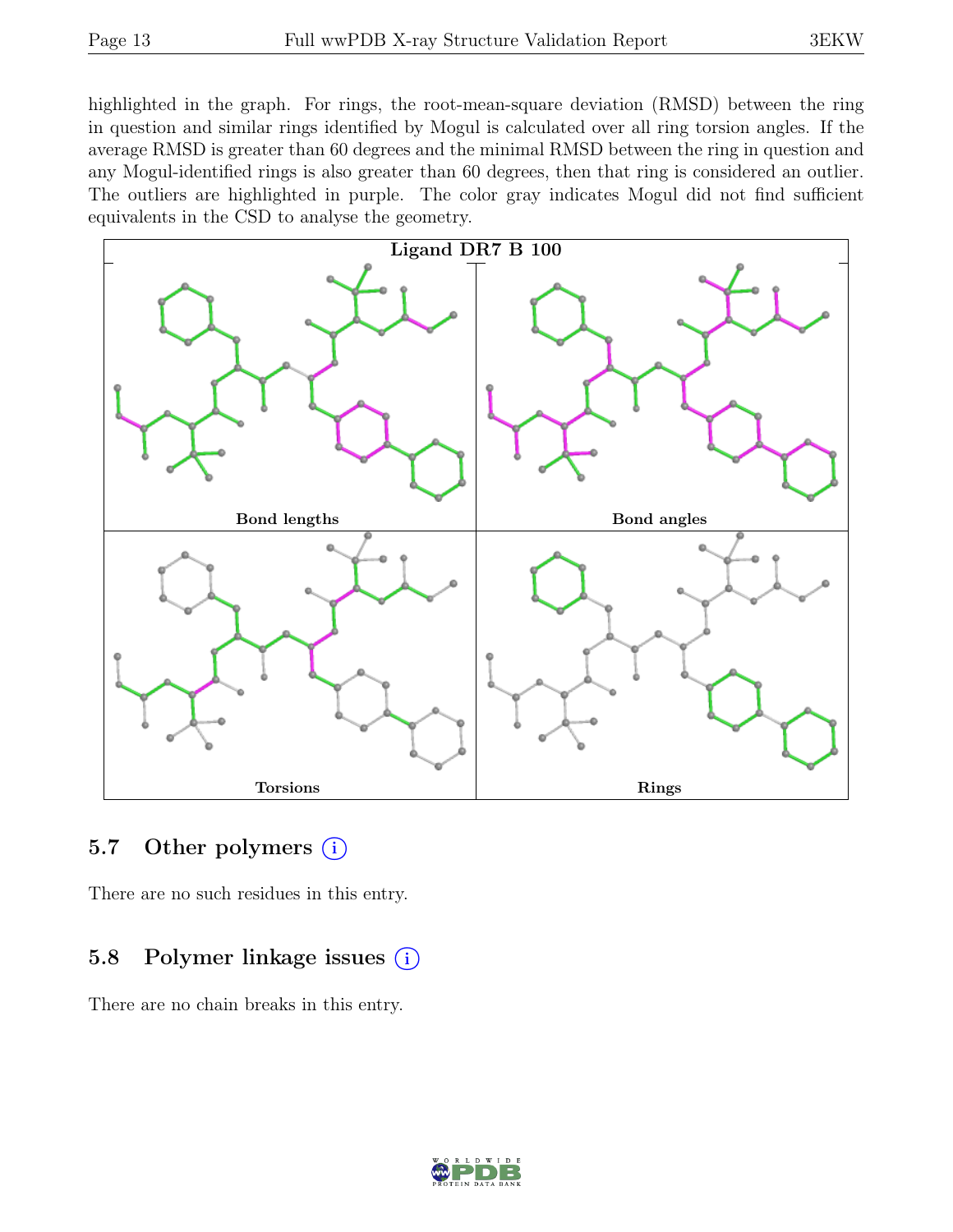highlighted in the graph. For rings, the root-mean-square deviation (RMSD) between the ring in question and similar rings identified by Mogul is calculated over all ring torsion angles. If the average RMSD is greater than 60 degrees and the minimal RMSD between the ring in question and any Mogul-identified rings is also greater than 60 degrees, then that ring is considered an outlier. The outliers are highlighted in purple. The color gray indicates Mogul did not find sufficient equivalents in the CSD to analyse the geometry.

Ligand DR7 B 100

Bond lengths

Bond angles

Torsions

Rings

## 5.7 Other polymers

There are no such residues in this entry.

## 5.8 Polymer linkage issues

There are no chain breaks in this entry.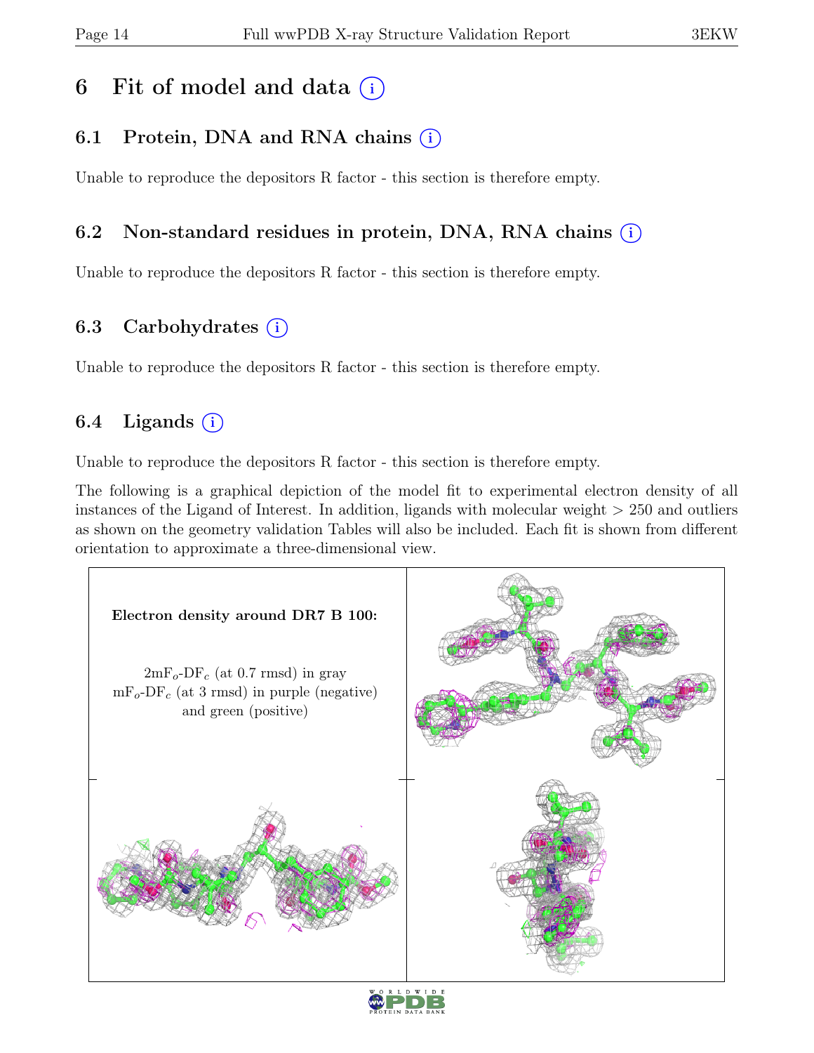# 6 Fit of model and data

## 6.1 Protein, DNA and RNA chains

Unable to reproduce the depositors R factor - this section is therefore empty.

## 6.2 Non-standard residues in protein, DNA, RNA chains

Unable to reproduce the depositors R factor - this section is therefore empty.

## 6.3 Carbohydrates

Unable to reproduce the depositors R factor - this section is therefore empty.

## 6.4 Ligands

Unable to reproduce the depositors R factor - this section is therefore empty.

The following is a graphical depiction of the model fit to experimental electron density of all instances of the Ligand of Interest. In addition, ligands with molecular weight > 250 and outliers as shown on the geometry validation Tables will also be included. Each fit is shown from different orientation to approximate a three-dimensional view.

**Electron density around DR7 B 100:**

$2mF_o$-$DF_c$ (at 0.7 rmsd) in gray
$mF_o$-$DF_c$ (at 3 rmsd) in purple (negative) and green (positive)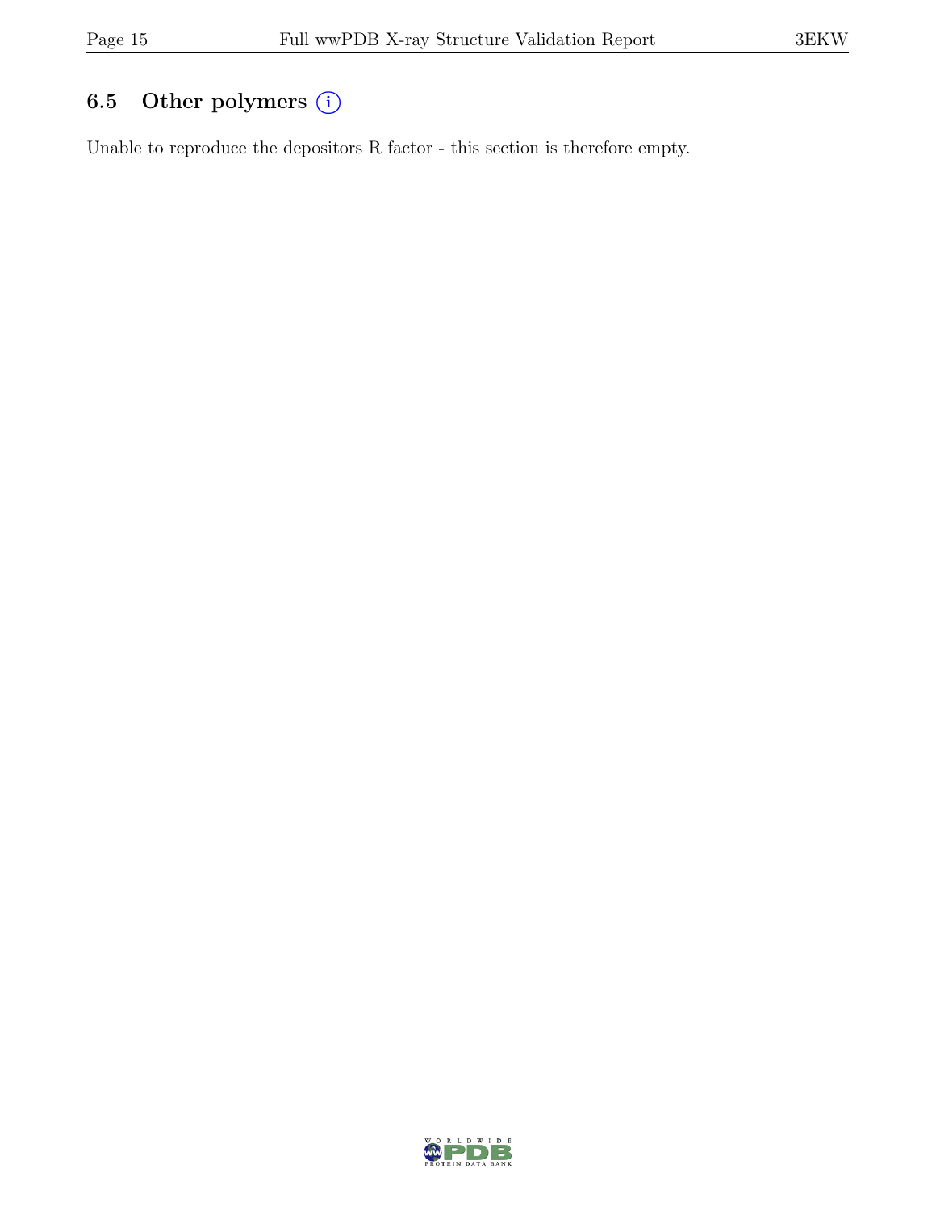## 6.5 Other polymers (i)

Unable to reproduce the depositors R factor - this section is therefore empty.